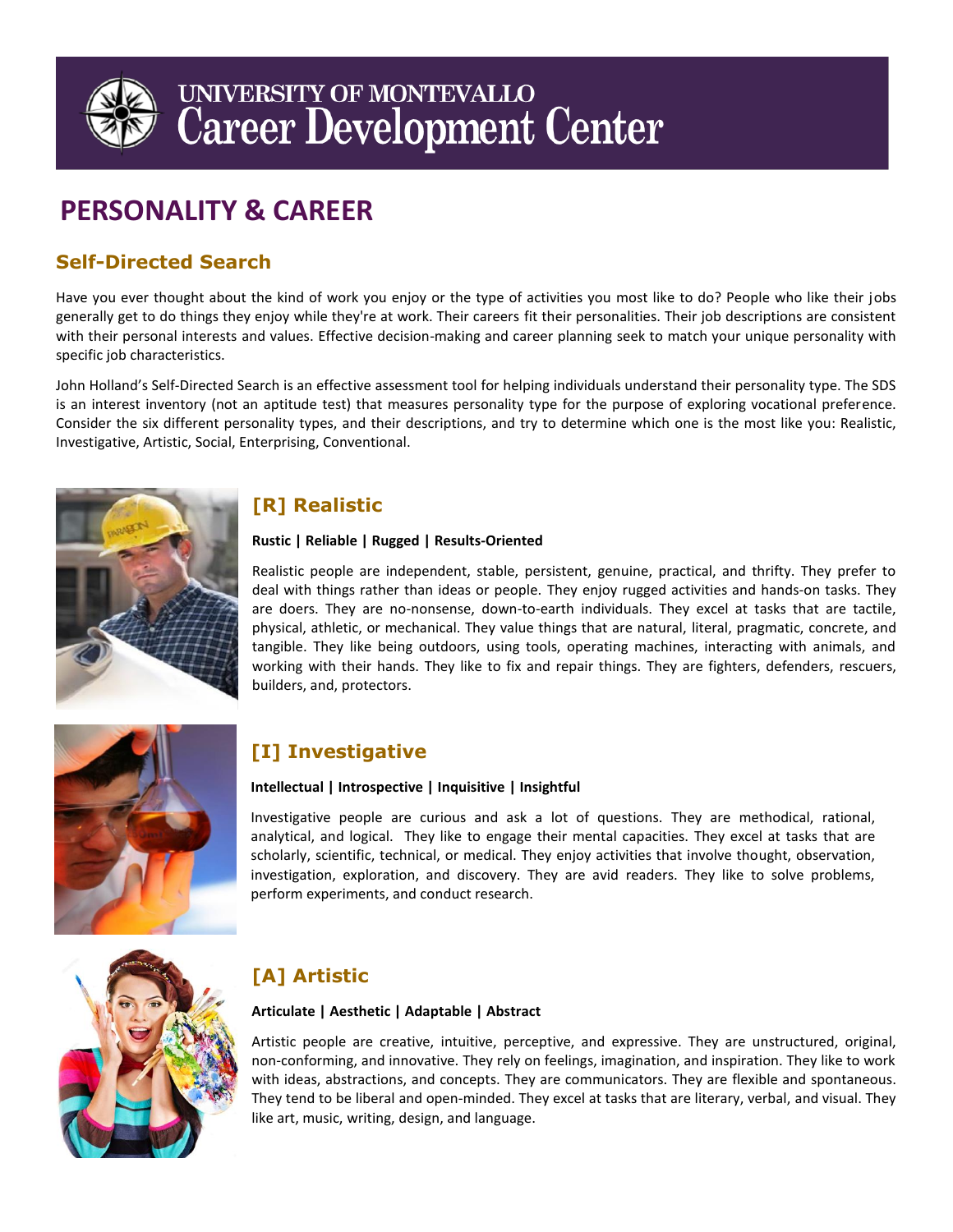# UNIVERSITY OF MONTEVALLO Career Development Center

# PERSONALITY & CAREER

## Self-Directed Search

Have you ever thought about the kind of work you enjoy or the type of activities you most like to do? People who like their jobs generally get to do things they enjoy while they're at work. Their careers fit their personalities. Their job descriptions are consistent with their personal interests and values. Effective decision-making and career planning seek to match your unique personality with specific job characteristics.

John Holland's Self-Directed Search is an effective assessment tool for helping individuals understand their personality type. The SDS is an interest inventory (not an aptitude test) that measures personality type for the purpose of exploring vocational preference. Consider the six different personality types, and their descriptions, and try to determine which one is the most like you: Realistic, Investigative, Artistic, Social, Enterprising, Conventional.

## [R] Realistic

**Rustic | Reliable | Rugged | Results-Oriented**

Realistic people are independent, stable, persistent, genuine, practical, and thrifty. They prefer to deal with things rather than ideas or people. They enjoy rugged activities and hands-on tasks. They are doers. They are no-nonsense, down-to-earth individuals. They excel at tasks that are tactile, physical, athletic, or mechanical. They value things that are natural, literal, pragmatic, concrete, and tangible. They like being outdoors, using tools, operating machines, interacting with animals, and working with their hands. They like to fix and repair things. They are fighters, defenders, rescuers, builders, and, protectors.

## [I] Investigative

**Intellectual | Introspective | Inquisitive | Insightful**

Investigative people are curious and ask a lot of questions. They are methodical, rational, analytical, and logical. They like to engage their mental capacities. They excel at tasks that are scholarly, scientific, technical, or medical. They enjoy activities that involve thought, observation, investigation, exploration, and discovery. They are avid readers. They like to solve problems, perform experiments, and conduct research.

## [A] Artistic

**Articulate | Aesthetic | Adaptable | Abstract**

Artistic people are creative, intuitive, perceptive, and expressive. They are unstructured, original, non-conforming, and innovative. They rely on feelings, imagination, and inspiration. They like to work with ideas, abstractions, and concepts. They are communicators. They are flexible and spontaneous. They tend to be liberal and open-minded. They excel at tasks that are literary, verbal, and visual. They like art, music, writing, design, and language.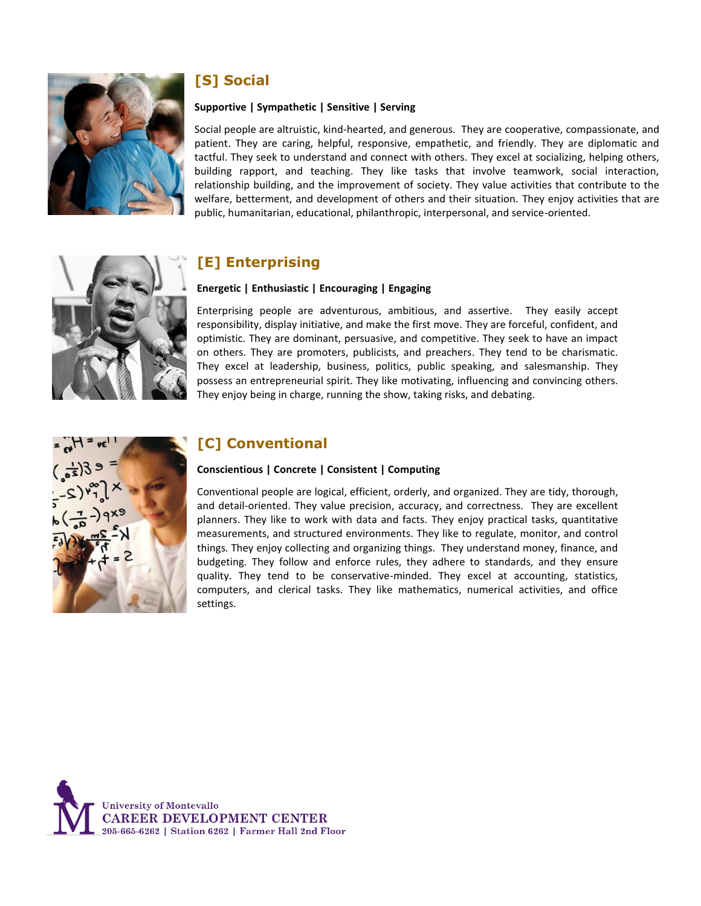## [S] Social

**Supportive | Sympathetic | Sensitive | Serving**

Social people are altruistic, kind-hearted, and generous. They are cooperative, compassionate, and patient. They are caring, helpful, responsive, empathetic, and friendly. They are diplomatic and tactful. They seek to understand and connect with others. They excel at socializing, helping others, building rapport, and teaching. They like tasks that involve teamwork, social interaction, relationship building, and the improvement of society. They value activities that contribute to the welfare, betterment, and development of others and their situation. They enjoy activities that are public, humanitarian, educational, philanthropic, interpersonal, and service-oriented.

## [E] Enterprising

**Energetic | Enthusiastic | Encouraging | Engaging**

Enterprising people are adventurous, ambitious, and assertive. They easily accept responsibility, display initiative, and make the first move. They are forceful, confident, and optimistic. They are dominant, persuasive, and competitive. They seek to have an impact on others. They are promoters, publicists, and preachers. They tend to be charismatic. They excel at leadership, business, politics, public speaking, and salesmanship. They possess an entrepreneurial spirit. They like motivating, influencing and convincing others. They enjoy being in charge, running the show, taking risks, and debating.

## [C] Conventional

**Conscientious | Concrete | Consistent | Computing**

Conventional people are logical, efficient, orderly, and organized. They are tidy, thorough, and detail-oriented. They value precision, accuracy, and correctness. They are excellent planners. They like to work with data and facts. They enjoy practical tasks, quantitative measurements, and structured environments. They like to regulate, monitor, and control things. They enjoy collecting and organizing things. They understand money, finance, and budgeting. They follow and enforce rules, they adhere to standards, and they ensure quality. They tend to be conservative-minded. They excel at accounting, statistics, computers, and clerical tasks. They like mathematics, numerical activities, and office settings.

University of Montevallo
CAREER DEVELOPMENT CENTER
205-665-6262 | Station 6262 | Farmer Hall 2nd Floor